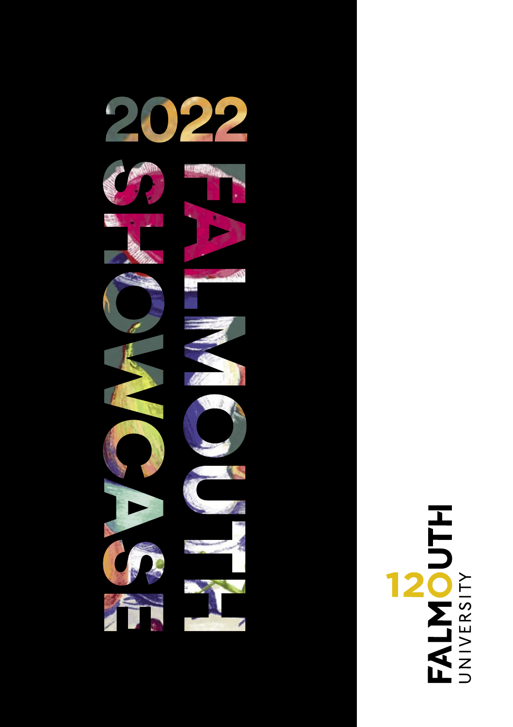# 2022 FALMOUTH SHOWCASE

120 FALMOUTH UNIVERSITY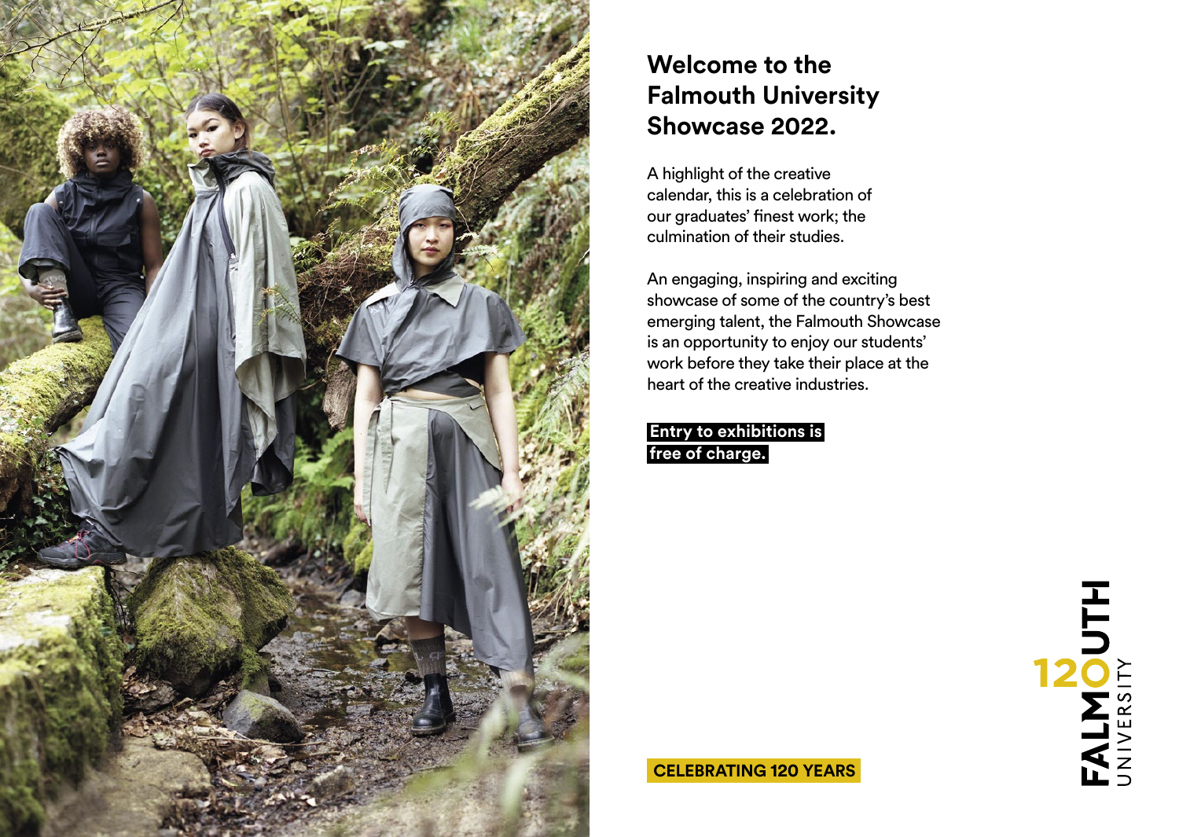# Welcome to the Falmouth University Showcase 2022.

A highlight of the creative calendar, this is a celebration of our graduates' finest work; the culmination of their studies.

An engaging, inspiring and exciting showcase of some of the country's best emerging talent, the Falmouth Showcase is an opportunity to enjoy our students' work before they take their place at the heart of the creative industries.

**Entry to exhibitions is free of charge.**

**CELEBRATING 120 YEARS**

FALMOUTH 120 UNIVERSITY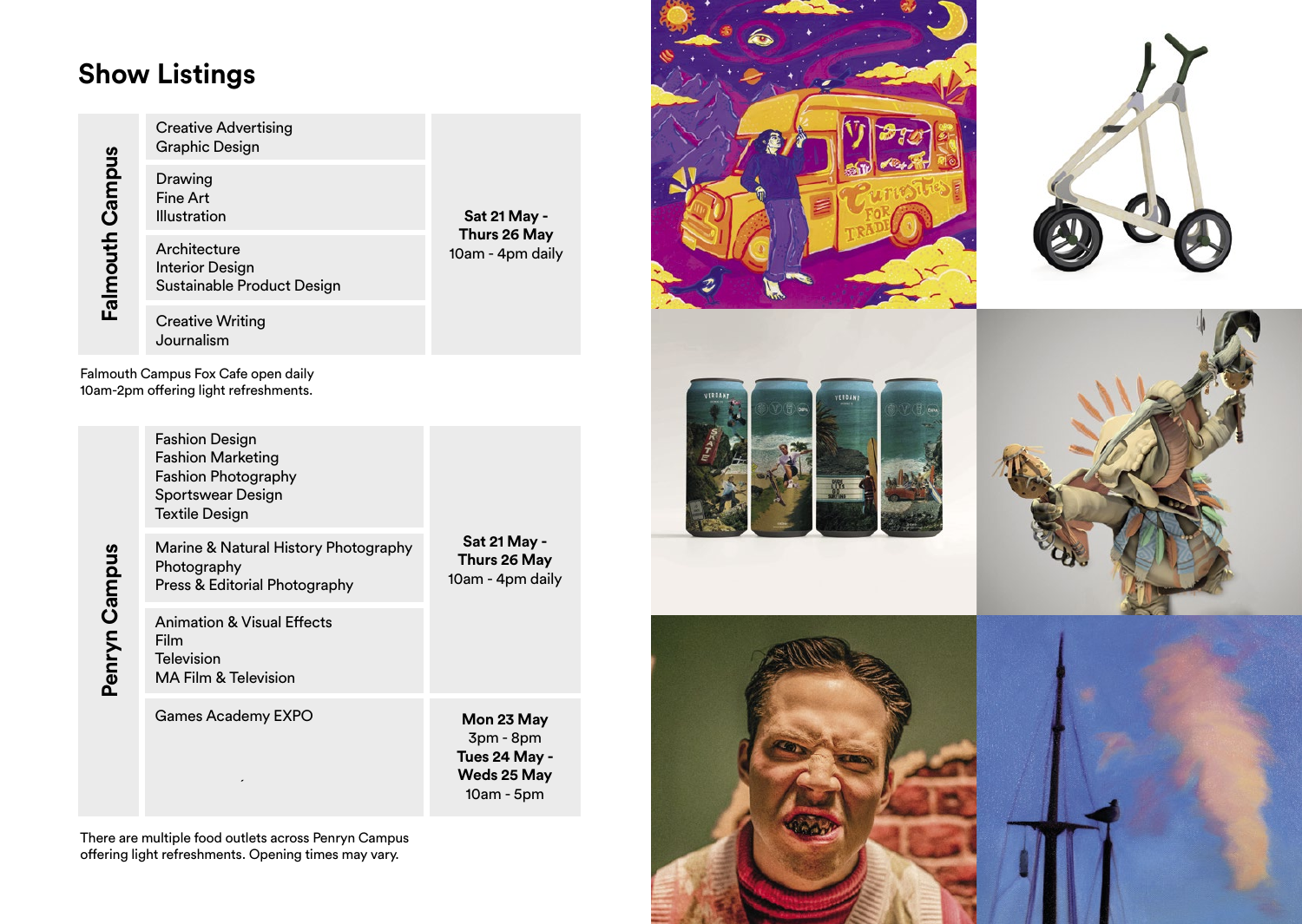## Show Listings

| | | |
|---|---|---|
| **Falmouth Campus** | Creative Advertising<br>Graphic Design | **Sat 21 May - Thurs 26 May**<br>10am - 4pm daily |
| | Drawing<br>Fine Art<br>Illustration | |
| | Architecture<br>Interior Design<br>Sustainable Product Design | |
| | Creative Writing<br>Journalism | |

Falmouth Campus Fox Cafe open daily 10am-2pm offering light refreshments.

| | | |
|---|---|---|
| **Penryn Campus** | Fashion Design<br>Fashion Marketing<br>Fashion Photography<br>Sportswear Design<br>Textile Design | **Sat 21 May - Thurs 26 May**<br>10am - 4pm daily |
| | Marine & Natural History Photography<br>Photography<br>Press & Editorial Photography | |
| | Animation & Visual Effects<br>Film<br>Television<br>MA Film & Television | |
| | Games Academy EXPO | **Mon 23 May**<br>3pm - 8pm<br>**Tues 24 May - Weds 25 May**<br>10am - 5pm |

There are multiple food outlets across Penryn Campus offering light refreshments. Opening times may vary.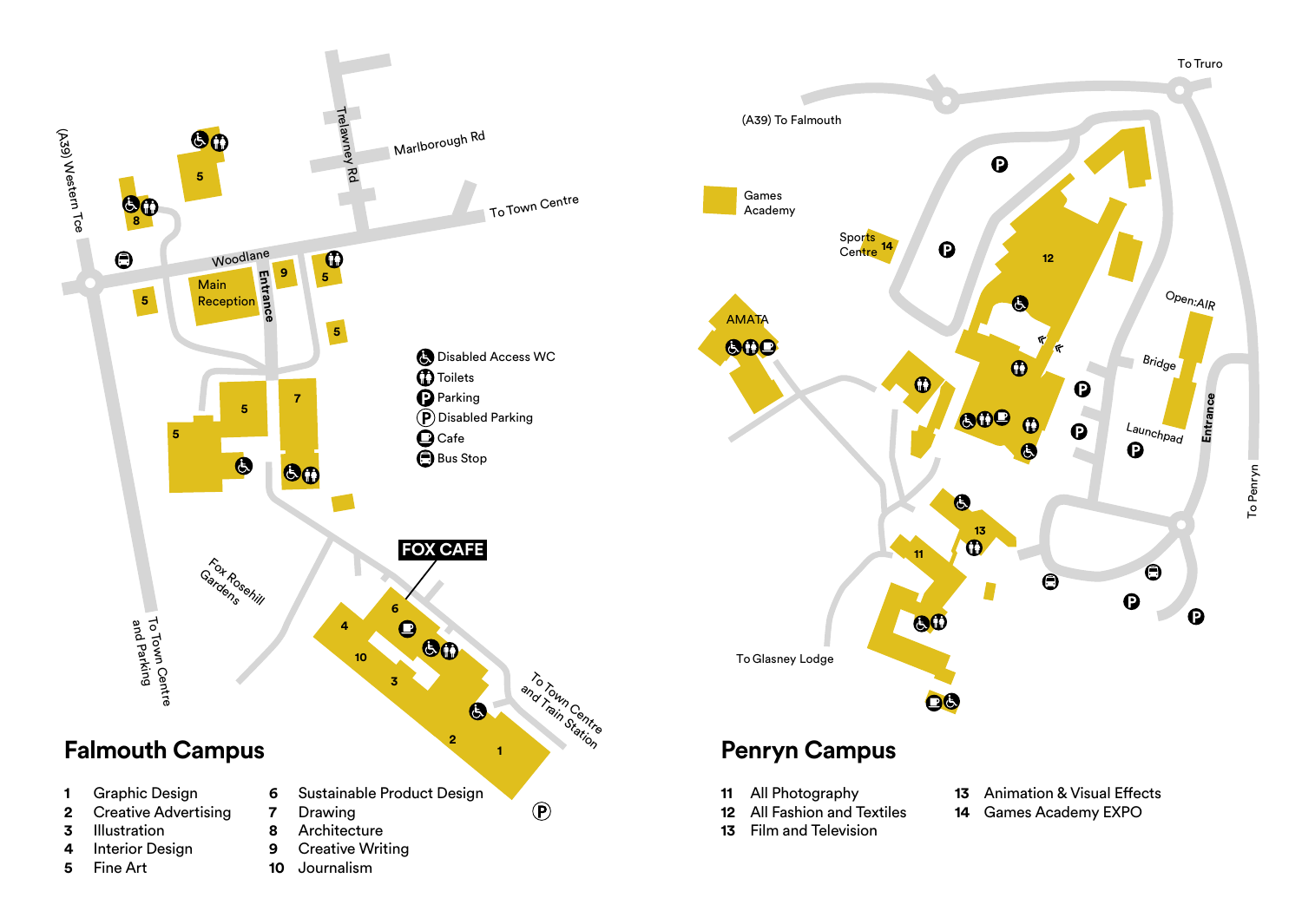## Falmouth Campus

1 Graphic Design
2 Creative Advertising
3 Illustration
4 Interior Design
5 Fine Art
6 Sustainable Product Design
7 Drawing
8 Architecture
9 Creative Writing
10 Journalism

## Penryn Campus

11 All Photography
12 All Fashion and Textiles
13 Film and Television
13 Animation & Visual Effects
14 Games Academy EXPO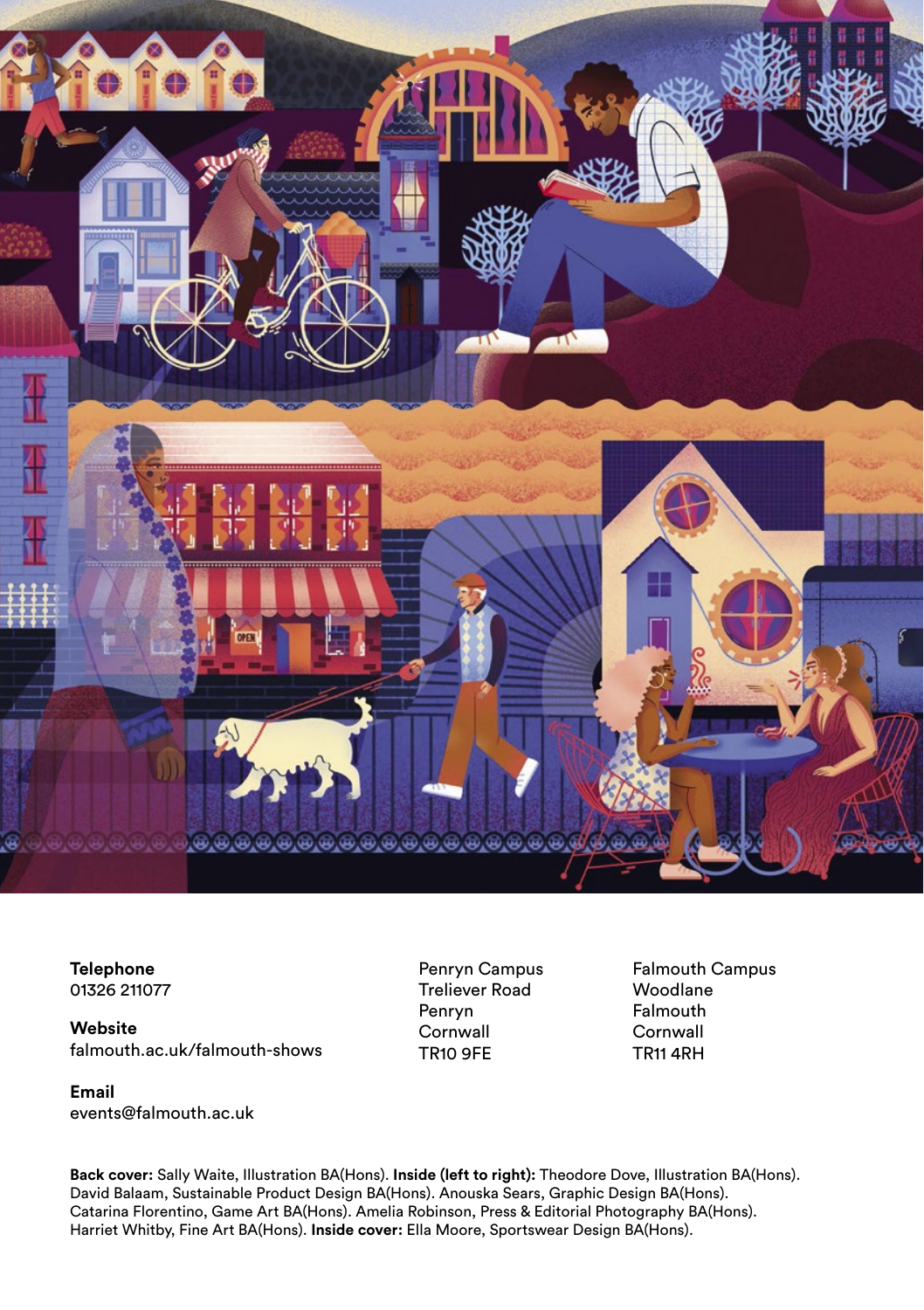**Telephone**
01326 211077

**Website**
falmouth.ac.uk/falmouth-shows

**Email**
events@falmouth.ac.uk

Penryn Campus
Treliever Road
Penryn
Cornwall
TR10 9FE

Falmouth Campus
Woodlane
Falmouth
Cornwall
TR11 4RH

**Back cover:** Sally Waite, Illustration BA(Hons). **Inside (left to right):** Theodore Dove, Illustration BA(Hons). David Balaam, Sustainable Product Design BA(Hons). Anouska Sears, Graphic Design BA(Hons). Catarina Florentino, Game Art BA(Hons). Amelia Robinson, Press & Editorial Photography BA(Hons). Harriet Whitby, Fine Art BA(Hons). **Inside cover:** Ella Moore, Sportswear Design BA(Hons).